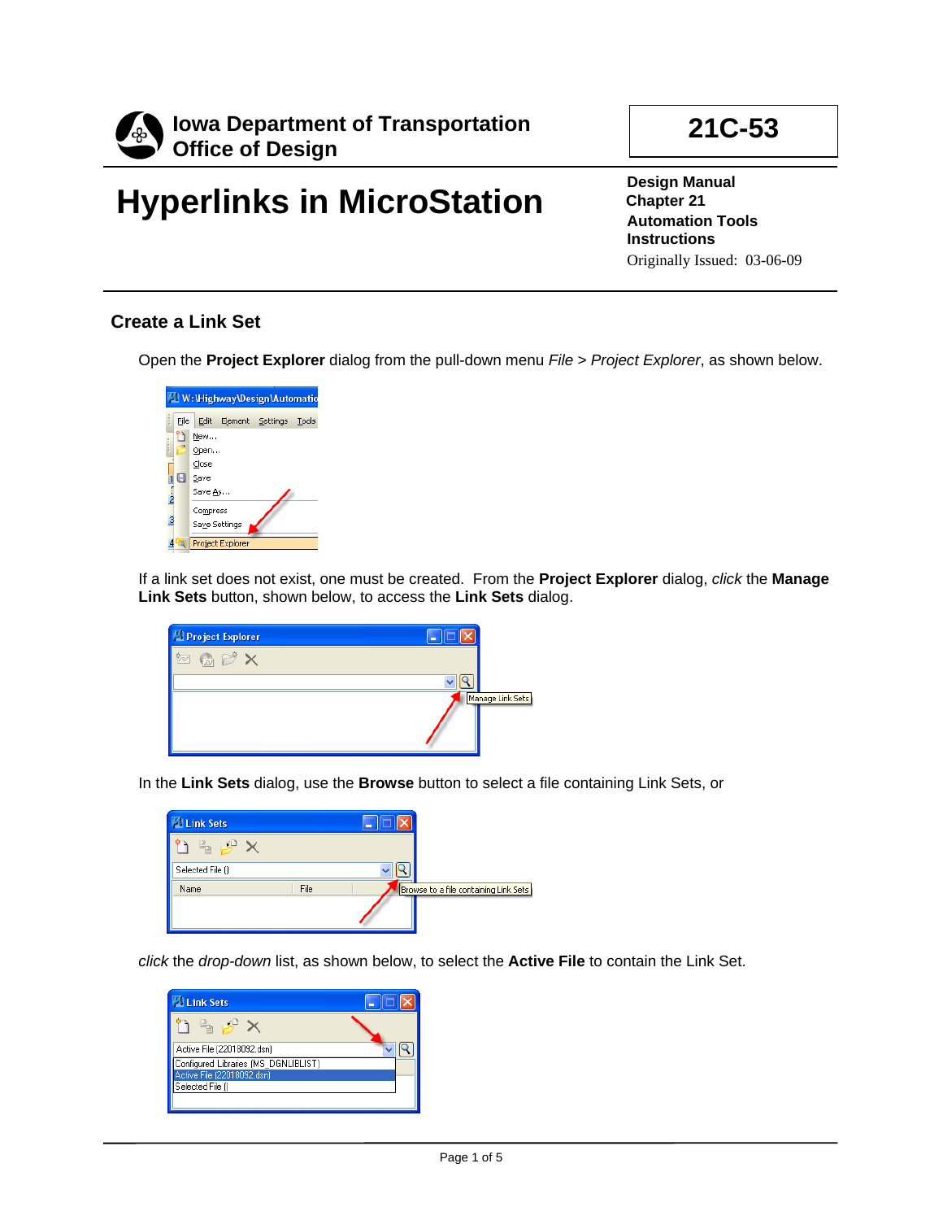**Iowa Department of Transportation**
**Office of Design**

**21C-53**

# Hyperlinks in MicroStation

**Design Manual**
**Chapter 21**
**Automation Tools**
**Instructions**
Originally Issued: 03-06-09

## Create a Link Set

Open the **Project Explorer** dialog from the pull-down menu *File > Project Explorer*, as shown below.

If a link set does not exist, one must be created. From the **Project Explorer** dialog, *click* the **Manage Link Sets** button, shown below, to access the **Link Sets** dialog.

In the **Link Sets** dialog, use the **Browse** button to select a file containing Link Sets, or

*click* the *drop-down* list, as shown below, to select the **Active File** to contain the Link Set.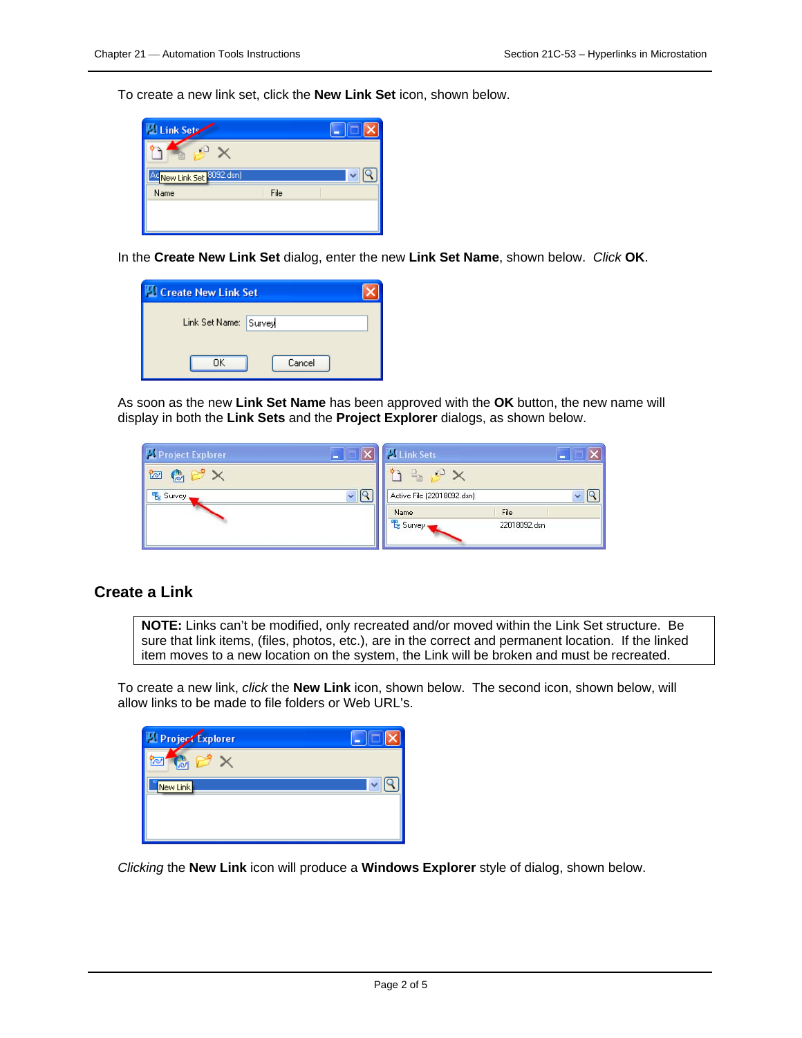To create a new link set, click the **New Link Set** icon, shown below.

In the **Create New Link Set** dialog, enter the new **Link Set Name**, shown below. *Click* **OK**.

As soon as the new **Link Set Name** has been approved with the **OK** button, the new name will display in both the **Link Sets** and the **Project Explorer** dialogs, as shown below.

## Create a Link

> **NOTE:** Links can't be modified, only recreated and/or moved within the Link Set structure. Be sure that link items, (files, photos, etc.), are in the correct and permanent location. If the linked item moves to a new location on the system, the Link will be broken and must be recreated.

To create a new link, *click* the **New Link** icon, shown below. The second icon, shown below, will allow links to be made to file folders or Web URL's.

*Clicking* the **New Link** icon will produce a **Windows Explorer** style of dialog, shown below.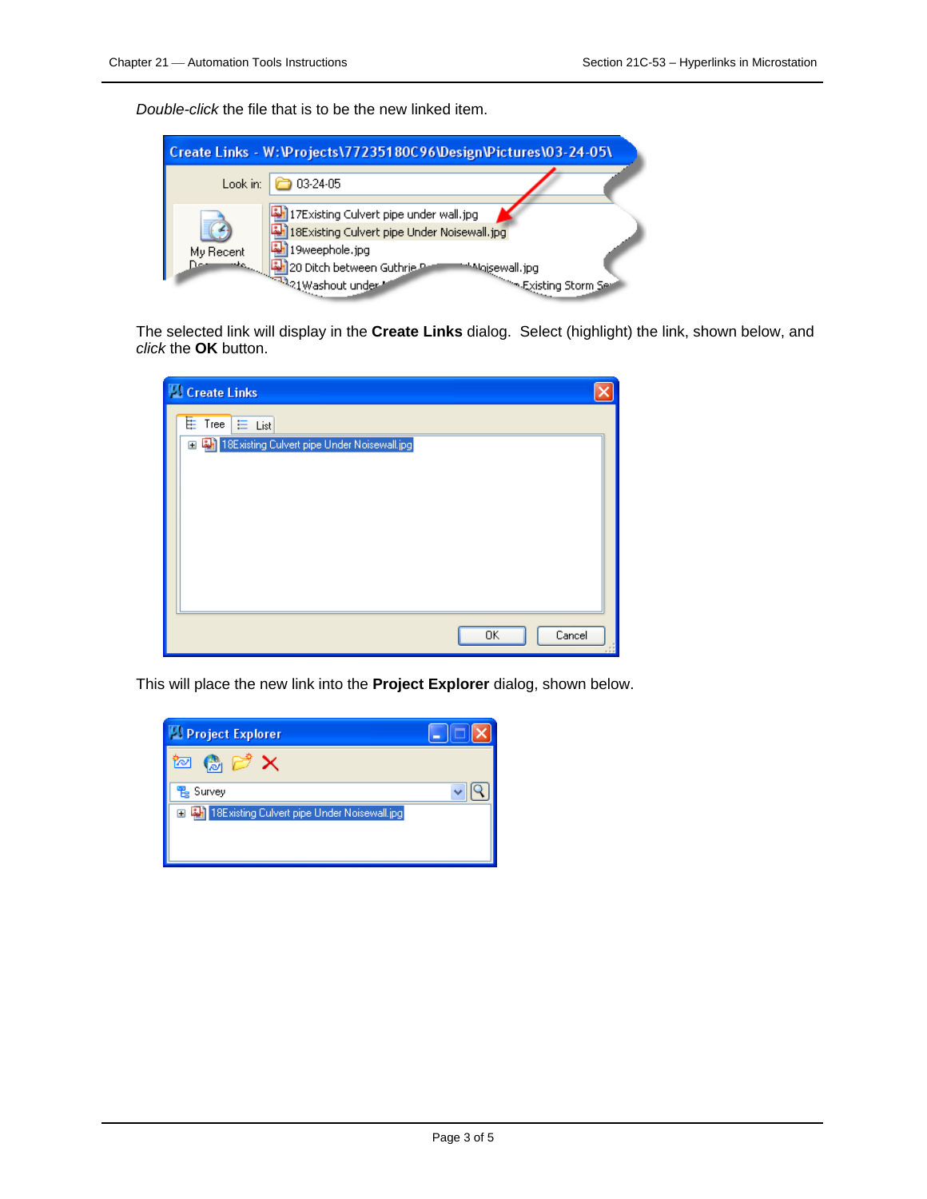*Double-click* the file that is to be the new linked item.

The selected link will display in the **Create Links** dialog. Select (highlight) the link, shown below, and *click* the **OK** button.

This will place the new link into the **Project Explorer** dialog, shown below.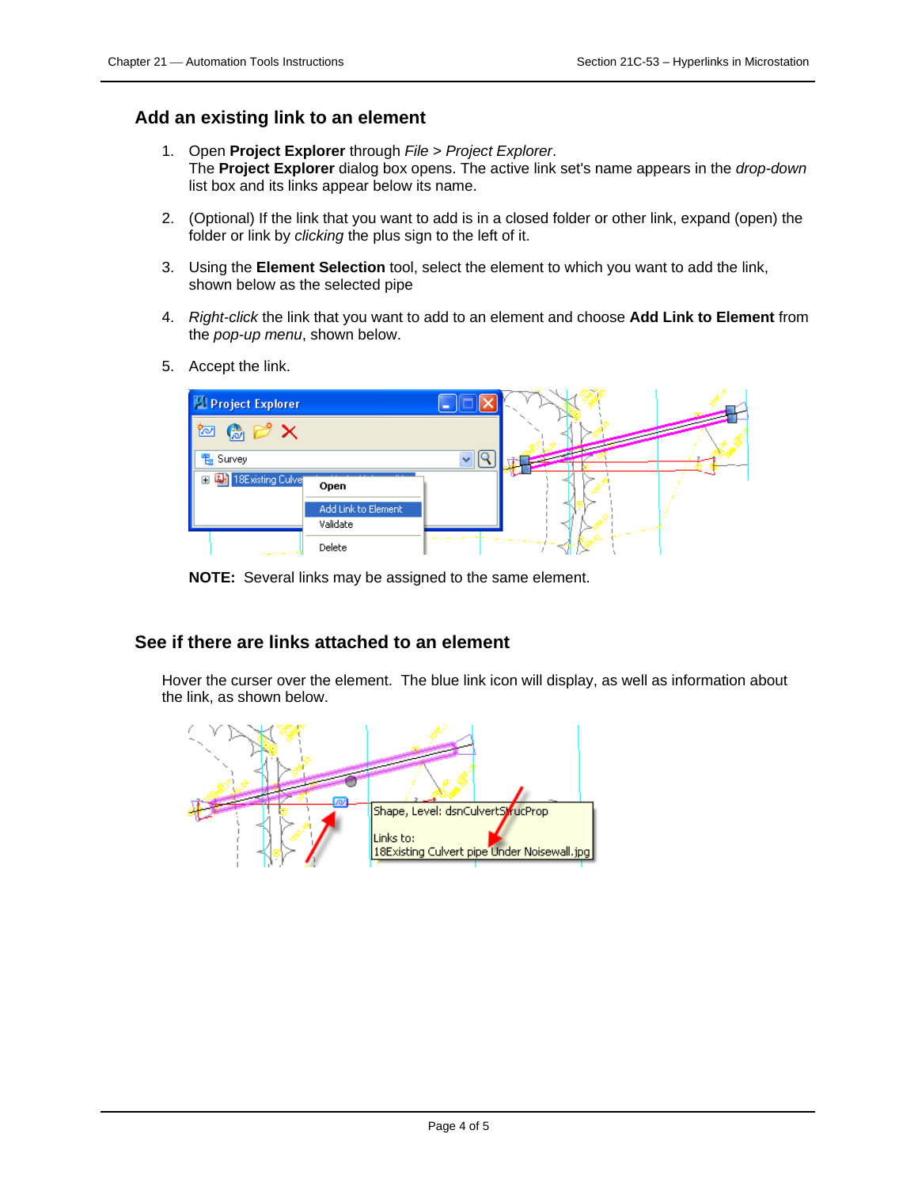## Add an existing link to an element

1. Open **Project Explorer** through *File > Project Explorer*.
   The **Project Explorer** dialog box opens. The active link set's name appears in the *drop-down* list box and its links appear below its name.

2. (Optional) If the link that you want to add is in a closed folder or other link, expand (open) the folder or link by *clicking* the plus sign to the left of it.

3. Using the **Element Selection** tool, select the element to which you want to add the link, shown below as the selected pipe

4. *Right-click* the link that you want to add to an element and choose **Add Link to Element** from the *pop-up menu*, shown below.

5. Accept the link.

**NOTE:** Several links may be assigned to the same element.

## See if there are links attached to an element

Hover the curser over the element. The blue link icon will display, as well as information about the link, as shown below.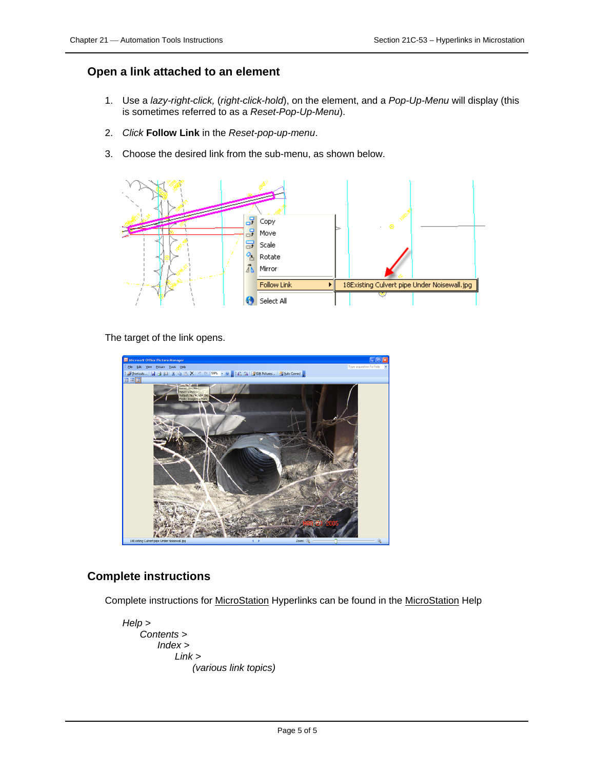## Open a link attached to an element

1. Use a *lazy-right-click,* (*right-click-hold*), on the element, and a *Pop-Up-Menu* will display (this is sometimes referred to as a *Reset-Pop-Up-Menu*).
2. *Click* **Follow Link** in the *Reset-pop-up-menu*.
3. Choose the desired link from the sub-menu, as shown below.

The target of the link opens.

## Complete instructions

Complete instructions for MicroStation Hyperlinks can be found in the MicroStation Help

*Help >*
*Contents >*
*Index >*
*Link >*
*(various link topics)*